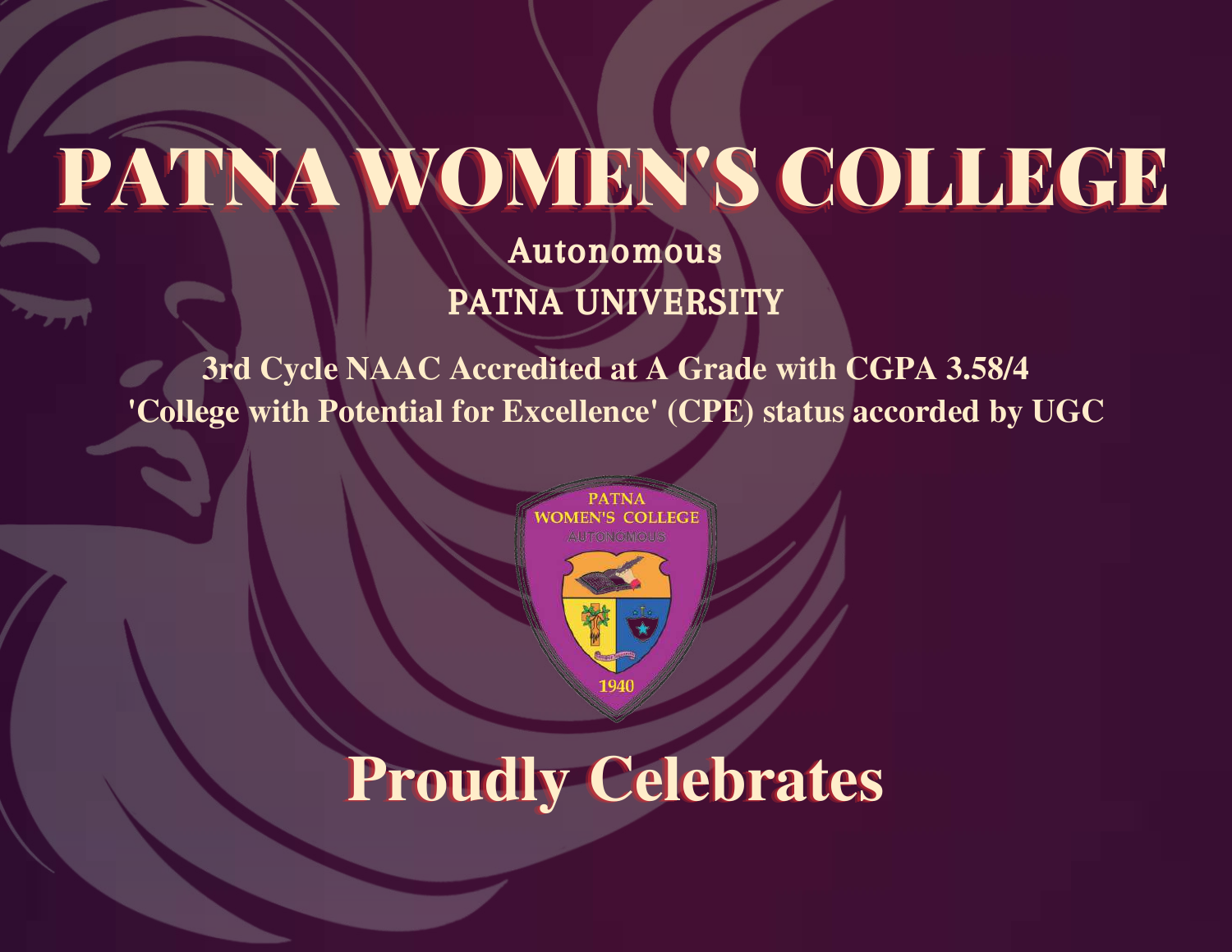# PATNA WOMEN'S COLLEGE

**Autonomous**

**PATNA UNIVERSITY**

**3rd Cycle NAAC Accredited at A Grade with CGPA 3.58/4**

**'College with Potential for Excellence' (CPE) status accorded by UGC**

PATNA
WOMEN'S COLLEGE
AUTONOMOUS
1940

## Proudly Celebrates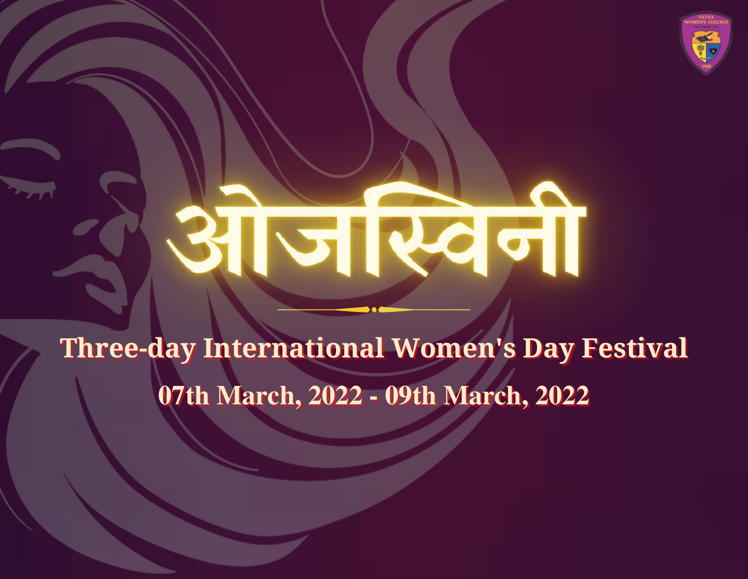PATNA WOMEN'S COLLEGE
AUTONOMOUS
1940

# ओजस्विनी

## Three-day International Women's Day Festival

## 07th March, 2022 - 09th March, 2022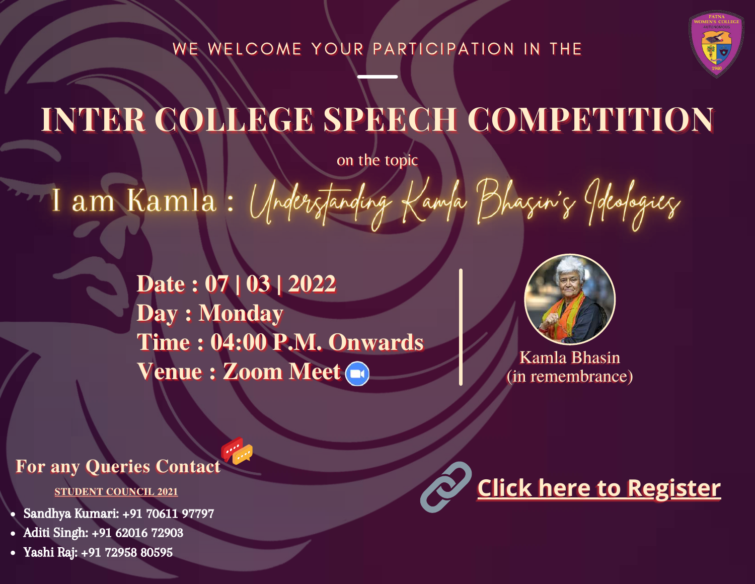WE WELCOME YOUR PARTICIPATION IN THE

# INTER COLLEGE SPEECH COMPETITION

on the topic

## I am Kamla : *Understanding Kamla Bhasin's Ideologies*

**Date : 07 | 03 | 2022**
**Day : Monday**
**Time : 04:00 P.M. Onwards**
**Venue : Zoom Meet**

Kamla Bhasin
(in remembrance)

**For any Queries Contact**

STUDENT COUNCIL 2021

- Sandhya Kumari: +91 70611 97797
- Aditi Singh: +91 62016 72903
- Yashi Raj: +91 72958 80595

**Click here to Register**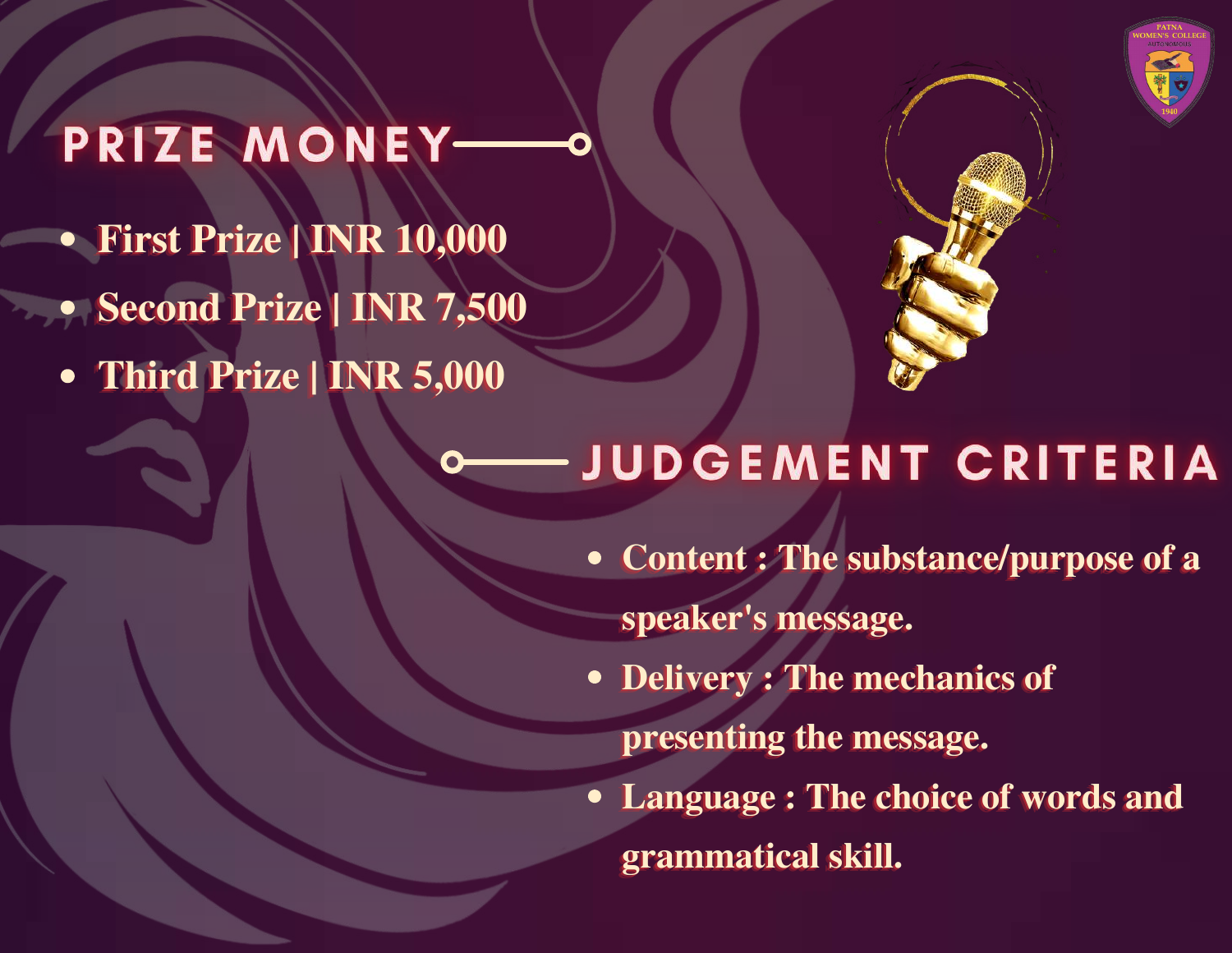## PRIZE MONEY

- First Prize | INR 10,000
- Second Prize | INR 7,500
- Third Prize | INR 5,000

## JUDGEMENT CRITERIA

- Content : The substance/purpose of a speaker's message.
- Delivery : The mechanics of presenting the message.
- Language : The choice of words and grammatical skill.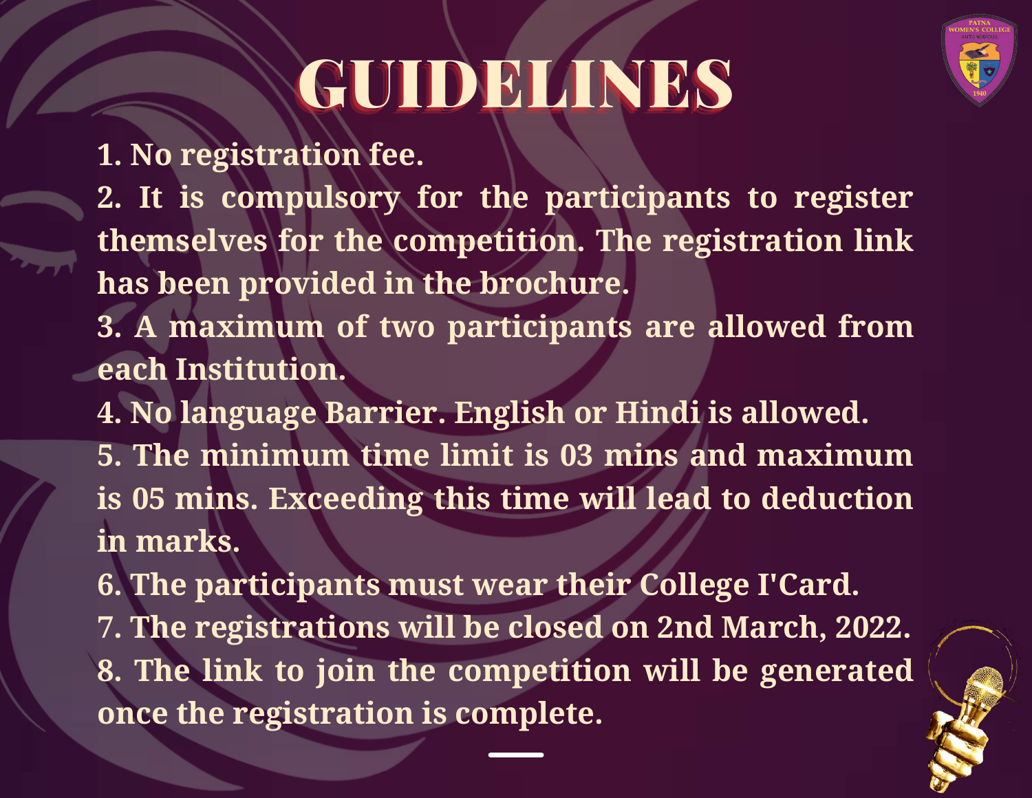# GUIDELINES

1. No registration fee.
2. It is compulsory for the participants to register themselves for the competition. The registration link has been provided in the brochure.
3. A maximum of two participants are allowed from each Institution.
4. No language Barrier. English or Hindi is allowed.
5. The minimum time limit is 03 mins and maximum is 05 mins. Exceeding this time will lead to deduction in marks.
6. The participants must wear their College I'Card.
7. The registrations will be closed on 2nd March, 2022.
8. The link to join the competition will be generated once the registration is complete.